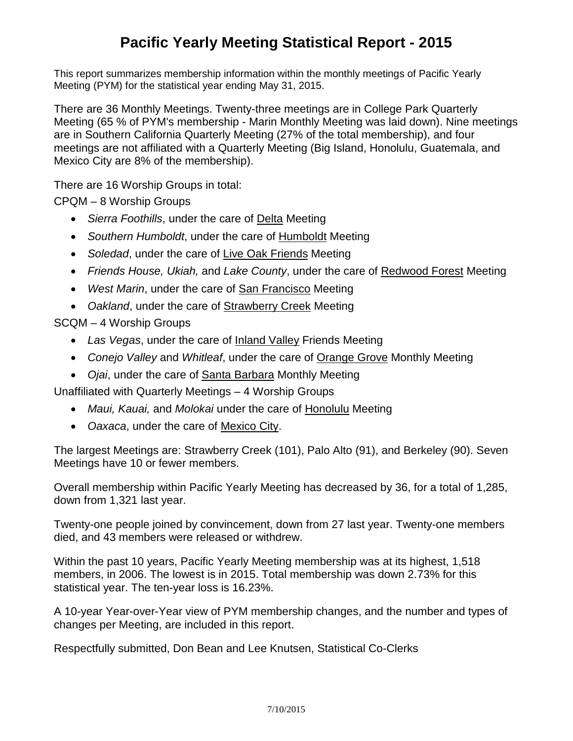# Pacific Yearly Meeting Statistical Report - 2015

This report summarizes membership information within the monthly meetings of Pacific Yearly Meeting (PYM) for the statistical year ending May 31, 2015.

There are 36 Monthly Meetings. Twenty-three meetings are in College Park Quarterly Meeting (65 % of PYM's membership - Marin Monthly Meeting was laid down). Nine meetings are in Southern California Quarterly Meeting (27% of the total membership), and four meetings are not affiliated with a Quarterly Meeting (Big Island, Honolulu, Guatemala, and Mexico City are 8% of the membership).

There are 16 Worship Groups in total:

CPQM – 8 Worship Groups

- *Sierra Foothills*, under the care of Delta Meeting
- *Southern Humboldt*, under the care of Humboldt Meeting
- *Soledad*, under the care of Live Oak Friends Meeting
- *Friends House, Ukiah,* and *Lake County*, under the care of Redwood Forest Meeting
- *West Marin*, under the care of San Francisco Meeting
- *Oakland*, under the care of Strawberry Creek Meeting

SCQM – 4 Worship Groups

- *Las Vegas*, under the care of Inland Valley Friends Meeting
- *Conejo Valley* and *Whitleaf*, under the care of Orange Grove Monthly Meeting
- *Ojai*, under the care of Santa Barbara Monthly Meeting

Unaffiliated with Quarterly Meetings – 4 Worship Groups

- *Maui, Kauai,* and *Molokai* under the care of Honolulu Meeting
- *Oaxaca*, under the care of Mexico City.

The largest Meetings are: Strawberry Creek (101), Palo Alto (91), and Berkeley (90). Seven Meetings have 10 or fewer members.

Overall membership within Pacific Yearly Meeting has decreased by 36, for a total of 1,285, down from 1,321 last year.

Twenty-one people joined by convincement, down from 27 last year. Twenty-one members died, and 43 members were released or withdrew.

Within the past 10 years, Pacific Yearly Meeting membership was at its highest, 1,518 members, in 2006. The lowest is in 2015. Total membership was down 2.73% for this statistical year. The ten-year loss is 16.23%.

A 10-year Year-over-Year view of PYM membership changes, and the number and types of changes per Meeting, are included in this report.

Respectfully submitted, Don Bean and Lee Knutsen, Statistical Co-Clerks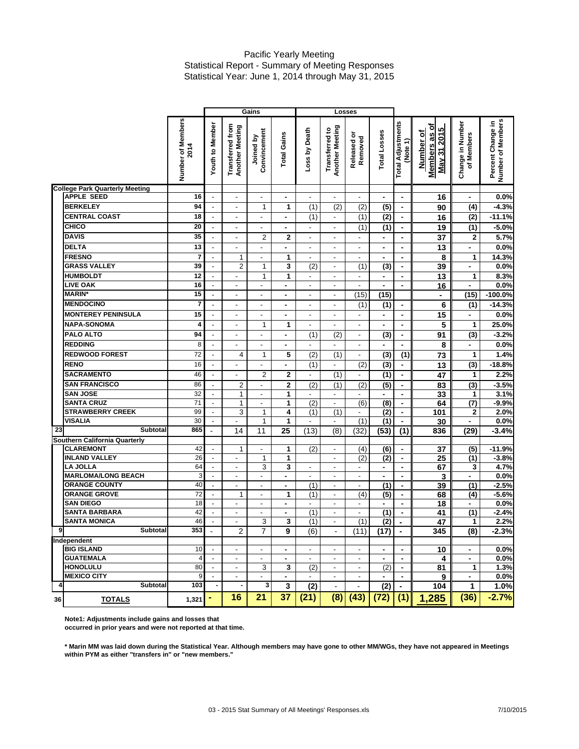# Pacific Yearly Meeting

Statistical Report - Summary of Meeting Responses

Statistical Year: June 1, 2014 through May 31, 2015

| | | | Gains | | | | Losses | | | | | | | |
|---|---|---|---|---|---|---|---|---|---|---|---|---|---|---|
| | | Number of Members 2014 | Youth to Member | Transferred from Another Meeting | Joined by Convincement | Total Gains | Loss by Death | Transferred to Another Meeting | Released or Removed | Total Losses | Total Adjustments (Note 1) | Number of Members as of May 31 2015 | Change in Number of Members | Percent Change in Number of Members |
| | **College Park Quarterly Meeting** | | | | | | | | | | | | | |
| | APPLE SEED | 16 | - | - | - | - | - | - | - | - | - | 16 | - | 0.0% |
| | BERKELEY | 94 | - | - | 1 | 1 | (1) | (2) | (2) | (5) | - | 90 | (4) | -4.3% |
| | CENTRAL COAST | 18 | - | - | - | - | (1) | - | (1) | (2) | - | 16 | (2) | -11.1% |
| | CHICO | 20 | - | - | - | - | - | - | (1) | (1) | - | 19 | (1) | -5.0% |
| | DAVIS | 35 | - | - | 2 | 2 | - | - | - | - | - | 37 | 2 | 5.7% |
| | DELTA | 13 | - | - | - | - | - | - | - | - | - | 13 | - | 0.0% |
| | FRESNO | 7 | - | 1 | - | 1 | - | - | - | - | - | 8 | 1 | 14.3% |
| | GRASS VALLEY | 39 | - | 2 | 1 | 3 | (2) | - | (1) | (3) | - | 39 | - | 0.0% |
| | HUMBOLDT | 12 | - | - | 1 | 1 | - | - | - | - | - | 13 | 1 | 8.3% |
| | LIVE OAK | 16 | - | - | - | - | - | - | - | - | - | 16 | - | 0.0% |
| | MARIN* | 15 | - | - | - | - | - | - | (15) | (15) | | - | (15) | -100.0% |
| | MENDOCINO | 7 | - | - | - | - | - | - | (1) | (1) | - | 6 | (1) | -14.3% |
| | MONTEREY PENINSULA | 15 | - | - | - | - | - | - | - | - | - | 15 | - | 0.0% |
| | NAPA-SONOMA | 4 | - | - | 1 | 1 | - | - | - | - | - | 5 | 1 | 25.0% |
| | PALO ALTO | 94 | - | - | - | - | (1) | (2) | - | (3) | - | 91 | (3) | -3.2% |
| | REDDING | 8 | - | - | - | - | - | - | - | - | - | 8 | - | 0.0% |
| | REDWOOD FOREST | 72 | - | 4 | 1 | 5 | (2) | (1) | - | (3) | (1) | 73 | 1 | 1.4% |
| | RENO | 16 | - | - | - | - | (1) | - | (2) | (3) | - | 13 | (3) | -18.8% |
| | SACRAMENTO | 46 | - | - | 2 | 2 | - | (1) | - | (1) | - | 47 | 1 | 2.2% |
| | SAN FRANCISCO | 86 | - | 2 | - | 2 | (2) | (1) | (2) | (5) | - | 83 | (3) | -3.5% |
| | SAN JOSE | 32 | - | 1 | - | 1 | - | - | - | - | - | 33 | 1 | 3.1% |
| | SANTA CRUZ | 71 | - | 1 | - | 1 | (2) | - | (6) | (8) | - | 64 | (7) | -9.9% |
| | STRAWBERRY CREEK | 99 | - | 3 | 1 | 4 | (1) | (1) | - | (2) | - | 101 | 2 | 2.0% |
| | VISALIA | 30 | - | - | 1 | 1 | - | - | (1) | (1) | - | 30 | - | 0.0% |
| 23 | **Subtotal** | 865 | - | 14 | 11 | 25 | (13) | (8) | (32) | (53) | (1) | 836 | (29) | -3.4% |
| | **Southern California Quarterly** | | | | | | | | | | | | | |
| | CLAREMONT | 42 | - | 1 | - | 1 | (2) | - | (4) | (6) | - | 37 | (5) | -11.9% |
| | INLAND VALLEY | 26 | - | - | 1 | 1 | | - | (2) | (2) | - | 25 | (1) | -3.8% |
| | LA JOLLA | 64 | - | - | 3 | 3 | - | - | - | - | - | 67 | 3 | 4.7% |
| | MARLOMA/LONG BEACH | 3 | - | - | - | - | - | - | - | - | - | 3 | - | 0.0% |
| | ORANGE COUNTY | 40 | - | - | - | - | (1) | - | - | (1) | - | 39 | (1) | -2.5% |
| | ORANGE GROVE | 72 | - | 1 | - | 1 | (1) | - | (4) | (5) | - | 68 | (4) | -5.6% |
| | SAN DIEGO | 18 | - | - | - | - | - | - | - | - | - | 18 | - | 0.0% |
| | SANTA BARBARA | 42 | - | - | - | - | (1) | - | - | (1) | - | 41 | (1) | -2.4% |
| | SANTA MONICA | 46 | - | - | 3 | 3 | (1) | - | (1) | (2) | - | 47 | 1 | 2.2% |
| 9 | **Subtotal** | 353 | - | 2 | 7 | 9 | (6) | - | (11) | (17) | - | 345 | (8) | -2.3% |
| | **Independent** | | | | | | | | | | | | | |
| | BIG ISLAND | 10 | - | - | - | - | - | - | - | - | - | 10 | - | 0.0% |
| | GUATEMALA | 4 | - | - | - | - | - | - | - | - | - | 4 | - | 0.0% |
| | HONOLULU | 80 | - | - | 3 | 3 | (2) | - | - | (2) | - | 81 | 1 | 1.3% |
| | MEXICO CITY | 9 | - | - | - | - | - | - | - | - | - | 9 | - | 0.0% |
| 4 | **Subtotal** | 103 | - | - | 3 | 3 | (2) | - | - | (2) | - | 104 | 1 | 1.0% |
| 36 | **TOTALS** | 1,321 | - | 16 | 21 | 37 | (21) | (8) | (43) | (72) | (1) | 1,285 | (36) | -2.7% |

**Note1: Adjustments include gains and losses that occurred in prior years and were not reported at that time.**

**\* Marin MM was laid down during the Statistical Year. Although members may have gone to other MM/WGs, they have not appeared in Meetings within PYM as either "transfers in" or "new members."**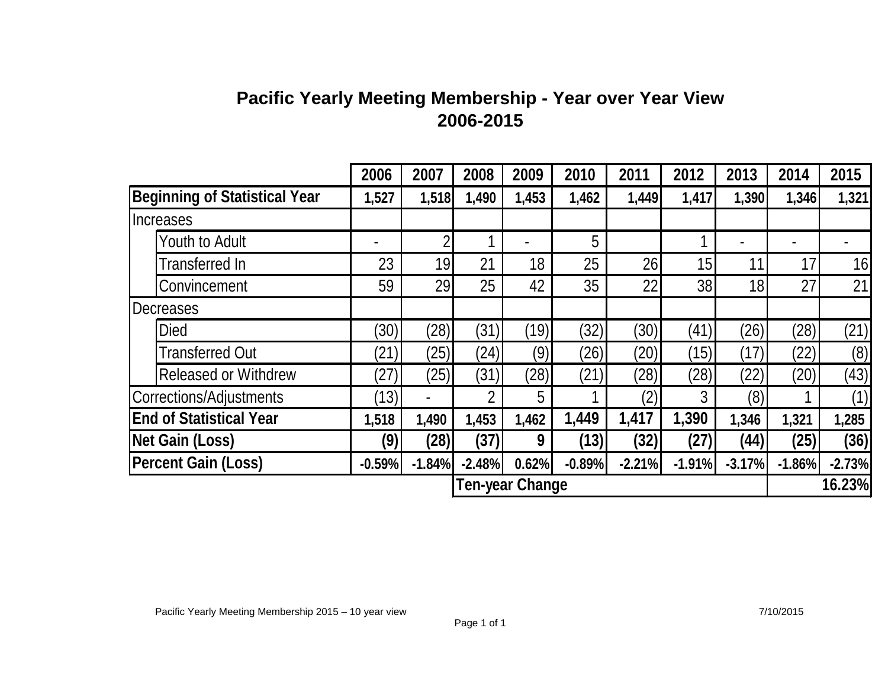## Pacific Yearly Meeting Membership - Year over Year View
## 2006-2015

| | | 2006 | 2007 | 2008 | 2009 | 2010 | 2011 | 2012 | 2013 | 2014 | 2015 |
|---|---|---|---|---|---|---|---|---|---|---|---|
| **Beginning of Statistical Year** | | **1,527** | **1,518** | **1,490** | **1,453** | **1,462** | **1,449** | **1,417** | **1,390** | **1,346** | **1,321** |
| Increases | | | | | | | | | | | |
| | Youth to Adult | - | 2 | 1 | - | 5 | | 1 | - | - | - |
| | Transferred In | 23 | 19 | 21 | 18 | 25 | 26 | 15 | 11 | 17 | 16 |
| | Convincement | 59 | 29 | 25 | 42 | 35 | 22 | 38 | 18 | 27 | 21 |
| Decreases | | | | | | | | | | | |
| | Died | (30) | (28) | (31) | (19) | (32) | (30) | (41) | (26) | (28) | (21) |
| | Transferred Out | (21) | (25) | (24) | (9) | (26) | (20) | (15) | (17) | (22) | (8) |
| | Released or Withdrew | (27) | (25) | (31) | (28) | (21) | (28) | (28) | (22) | (20) | (43) |
| Corrections/Adjustments | | (13) | - | 2 | 5 | 1 | (2) | 3 | (8) | 1 | (1) |
| **End of Statistical Year** | | **1,518** | **1,490** | **1,453** | **1,462** | **1,449** | **1,417** | **1,390** | **1,346** | **1,321** | **1,285** |
| **Net Gain (Loss)** | | **(9)** | **(28)** | **(37)** | **9** | **(13)** | **(32)** | **(27)** | **(44)** | **(25)** | **(36)** |
| **Percent Gain (Loss)** | | **-0.59%** | **-1.84%** | **-2.48%** | **0.62%** | **-0.89%** | **-2.21%** | **-1.91%** | **-3.17%** | **-1.86%** | **-2.73%** |
| | | | | **Ten-year Change** | | | | | | | **16.23%** |

Pacific Yearly Meeting Membership 2015 – 10 year view 7/10/2015